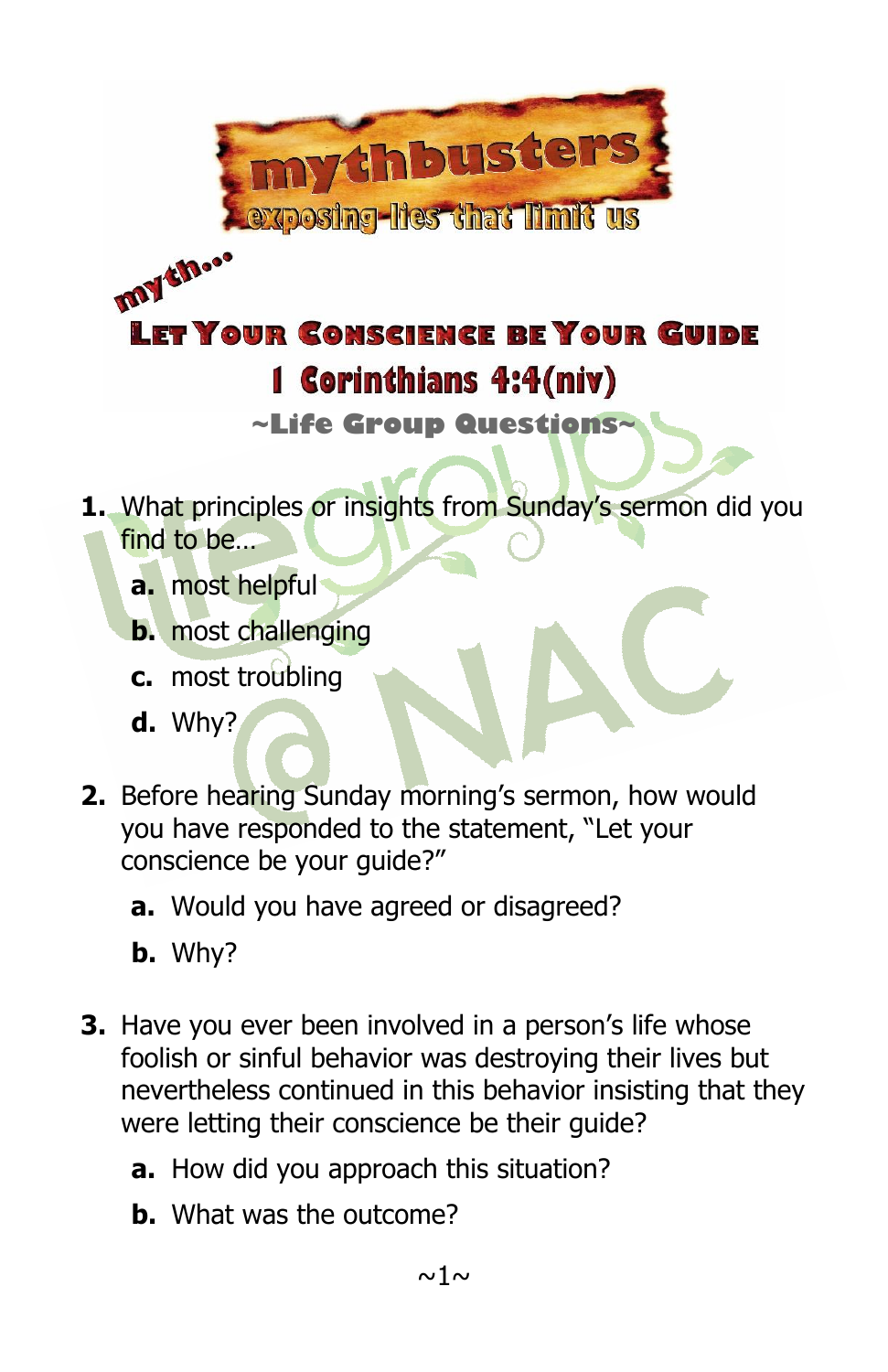# mythbusters

## exposing lies that limit us

myth…

# Let Your Conscience be Your Guide

## 1 Corinthians 4:4(niv)

### ~Life Group Questions~

1. What principles or insights from Sunday's sermon did you find to be…
   - **a.** most helpful
   - **b.** most challenging
   - **c.** most troubling
   - **d.** Why?

2. Before hearing Sunday morning's sermon, how would you have responded to the statement, "Let your conscience be your guide?"
   - **a.** Would you have agreed or disagreed?
   - **b.** Why?

3. Have you ever been involved in a person's life whose foolish or sinful behavior was destroying their lives but nevertheless continued in this behavior insisting that they were letting their conscience be their guide?
   - **a.** How did you approach this situation?
   - **b.** What was the outcome?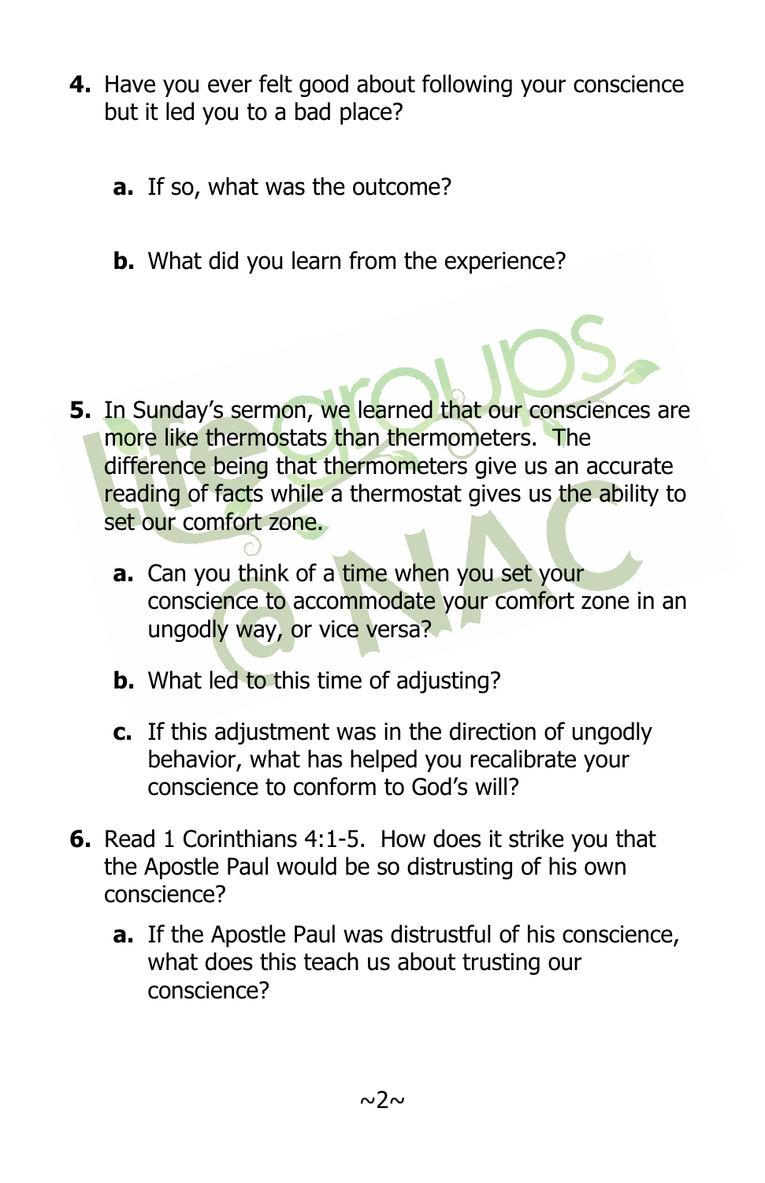4. Have you ever felt good about following your conscience but it led you to a bad place?

   a. If so, what was the outcome?

   b. What did you learn from the experience?

5. In Sunday's sermon, we learned that our consciences are more like thermostats than thermometers. The difference being that thermometers give us an accurate reading of facts while a thermostat gives us the ability to set our comfort zone.

   a. Can you think of a time when you set your conscience to accommodate your comfort zone in an ungodly way, or vice versa?

   b. What led to this time of adjusting?

   c. If this adjustment was in the direction of ungodly behavior, what has helped you recalibrate your conscience to conform to God's will?

6. Read 1 Corinthians 4:1-5. How does it strike you that the Apostle Paul would be so distrusting of his own conscience?

   a. If the Apostle Paul was distrustful of his conscience, what does this teach us about trusting our conscience?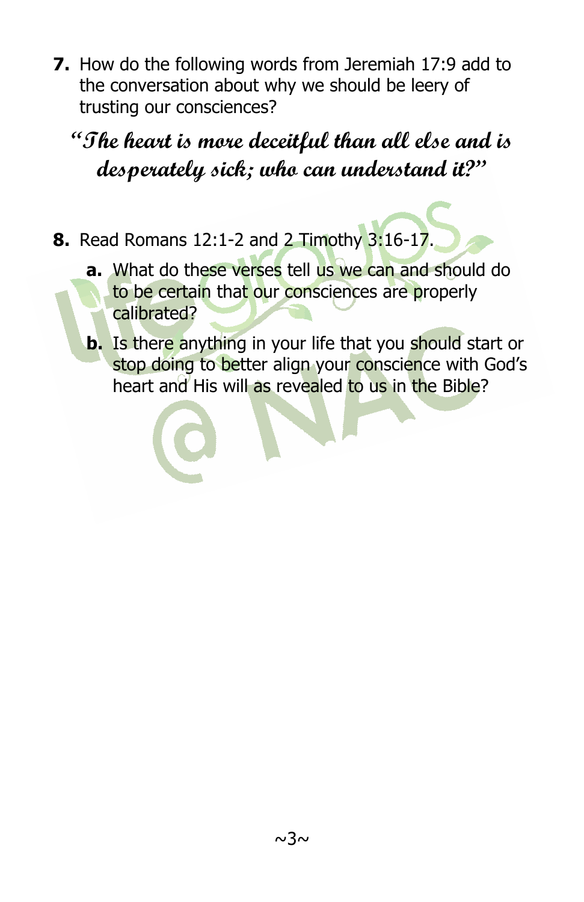7. How do the following words from Jeremiah 17:9 add to the conversation about why we should be leery of trusting our consciences?

**"The heart is more deceitful than all else and is desperately sick; who can understand it?"**

8. Read Romans 12:1-2 and 2 Timothy 3:16-17.

   a. What do these verses tell us we can and should do to be certain that our consciences are properly calibrated?

   b. Is there anything in your life that you should start or stop doing to better align your conscience with God's heart and His will as revealed to us in the Bible?